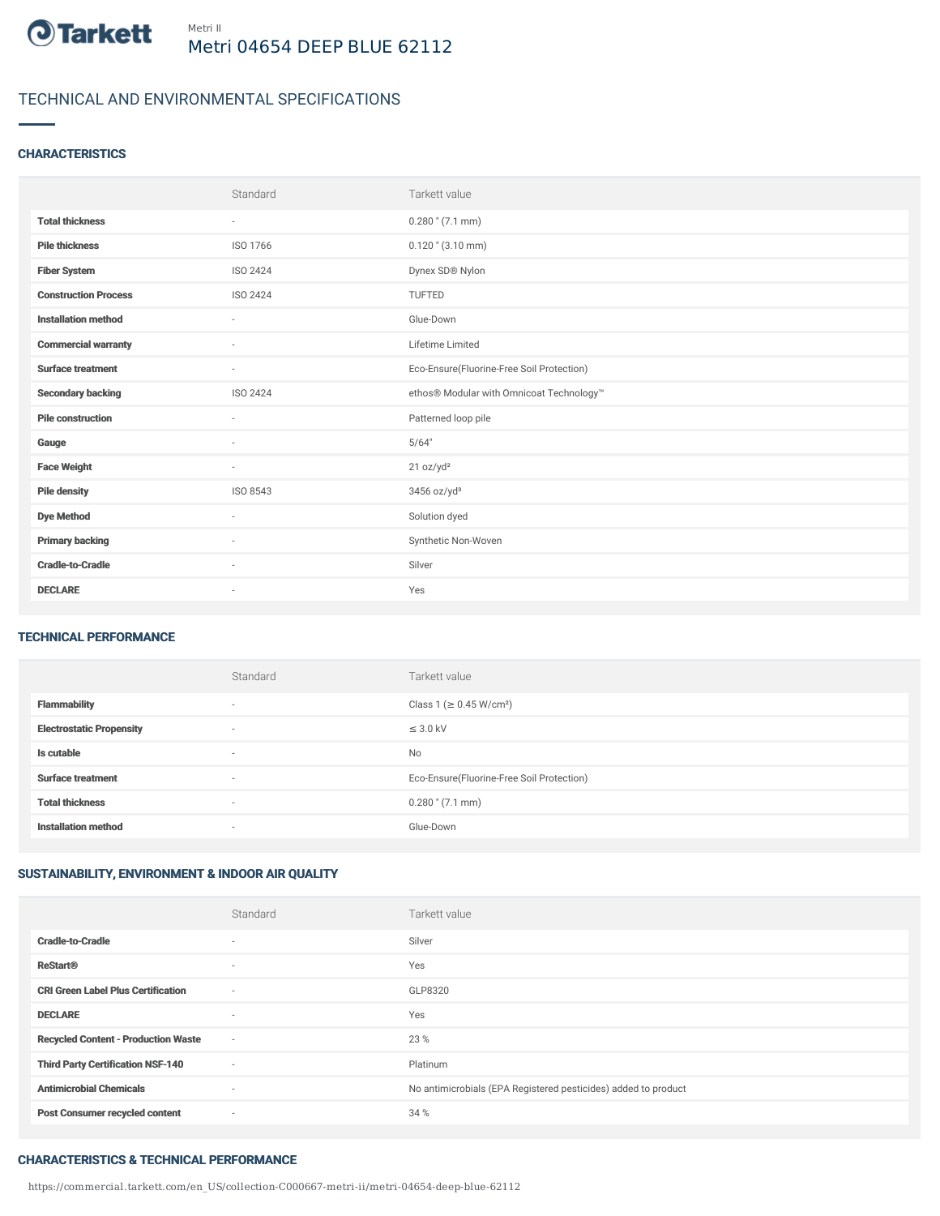Metri II

# Metri 04654 DEEP BLUE 62112

## TECHNICAL AND ENVIRONMENTAL SPECIFICATIONS

### CHARACTERISTICS

| | Standard | Tarkett value |
|---|---|---|
| **Total thickness** | - | 0.280 " (7.1 mm) |
| **Pile thickness** | ISO 1766 | 0.120 " (3.10 mm) |
| **Fiber System** | ISO 2424 | Dynex SD® Nylon |
| **Construction Process** | ISO 2424 | TUFTED |
| **Installation method** | - | Glue-Down |
| **Commercial warranty** | - | Lifetime Limited |
| **Surface treatment** | - | Eco-Ensure(Fluorine-Free Soil Protection) |
| **Secondary backing** | ISO 2424 | ethos® Modular with Omnicoat Technology™ |
| **Pile construction** | - | Patterned loop pile |
| **Gauge** | - | 5/64" |
| **Face Weight** | - | 21 oz/yd² |
| **Pile density** | ISO 8543 | 3456 oz/yd³ |
| **Dye Method** | - | Solution dyed |
| **Primary backing** | - | Synthetic Non-Woven |
| **Cradle-to-Cradle** | - | Silver |
| **DECLARE** | - | Yes |

### TECHNICAL PERFORMANCE

| | Standard | Tarkett value |
|---|---|---|
| **Flammability** | - | Class 1 (≥ 0.45 W/cm²) |
| **Electrostatic Propensity** | - | ≤ 3.0 kV |
| **Is cutable** | - | No |
| **Surface treatment** | - | Eco-Ensure(Fluorine-Free Soil Protection) |
| **Total thickness** | - | 0.280 " (7.1 mm) |
| **Installation method** | - | Glue-Down |

### SUSTAINABILITY, ENVIRONMENT & INDOOR AIR QUALITY

| | Standard | Tarkett value |
|---|---|---|
| **Cradle-to-Cradle** | - | Silver |
| **ReStart®** | - | Yes |
| **CRI Green Label Plus Certification** | - | GLP8320 |
| **DECLARE** | - | Yes |
| **Recycled Content - Production Waste** | - | 23 % |
| **Third Party Certification NSF-140** | - | Platinum |
| **Antimicrobial Chemicals** | - | No antimicrobials (EPA Registered pesticides) added to product |
| **Post Consumer recycled content** | - | 34 % |

### CHARACTERISTICS & TECHNICAL PERFORMANCE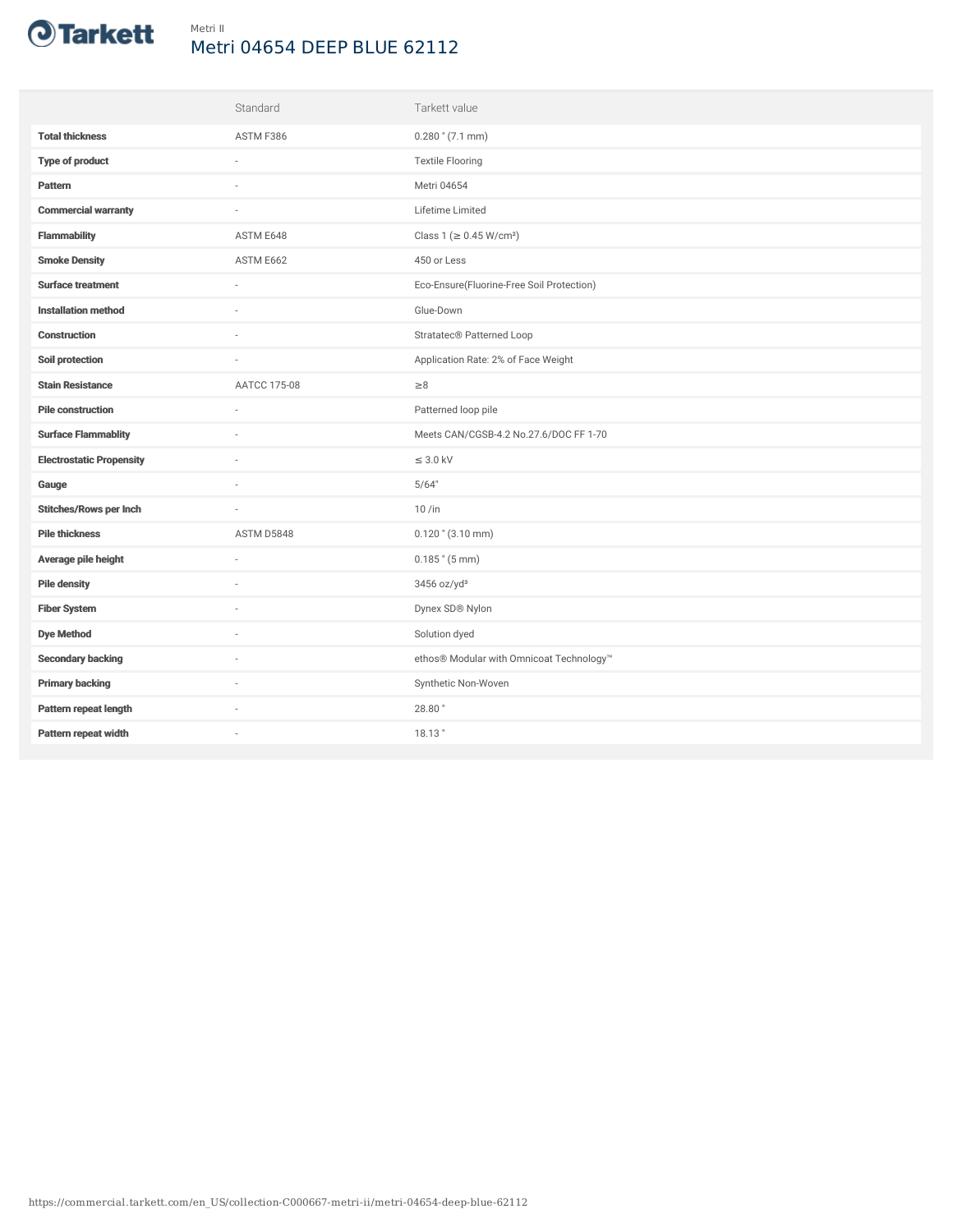Metri II

# Metri 04654 DEEP BLUE 62112

| | Standard | Tarkett value |
|---|---|---|
| **Total thickness** | ASTM F386 | 0.280 " (7.1 mm) |
| **Type of product** | - | Textile Flooring |
| **Pattern** | - | Metri 04654 |
| **Commercial warranty** | - | Lifetime Limited |
| **Flammability** | ASTM E648 | Class 1 (≥ 0.45 W/cm²) |
| **Smoke Density** | ASTM E662 | 450 or Less |
| **Surface treatment** | - | Eco-Ensure(Fluorine-Free Soil Protection) |
| **Installation method** | - | Glue-Down |
| **Construction** | - | Stratatec® Patterned Loop |
| **Soil protection** | - | Application Rate: 2% of Face Weight |
| **Stain Resistance** | AATCC 175-08 | ≥8 |
| **Pile construction** | - | Patterned loop pile |
| **Surface Flammablity** | - | Meets CAN/CGSB-4.2 No.27.6/DOC FF 1-70 |
| **Electrostatic Propensity** | - | ≤ 3.0 kV |
| **Gauge** | - | 5/64" |
| **Stitches/Rows per Inch** | - | 10 /in |
| **Pile thickness** | ASTM D5848 | 0.120 " (3.10 mm) |
| **Average pile height** | - | 0.185 " (5 mm) |
| **Pile density** | - | 3456 oz/yd³ |
| **Fiber System** | - | Dynex SD® Nylon |
| **Dye Method** | - | Solution dyed |
| **Secondary backing** | - | ethos® Modular with Omnicoat Technology™ |
| **Primary backing** | - | Synthetic Non-Woven |
| **Pattern repeat length** | - | 28.80 " |
| **Pattern repeat width** | - | 18.13 " |

https://commercial.tarkett.com/en_US/collection-C000667-metri-ii/metri-04654-deep-blue-62112